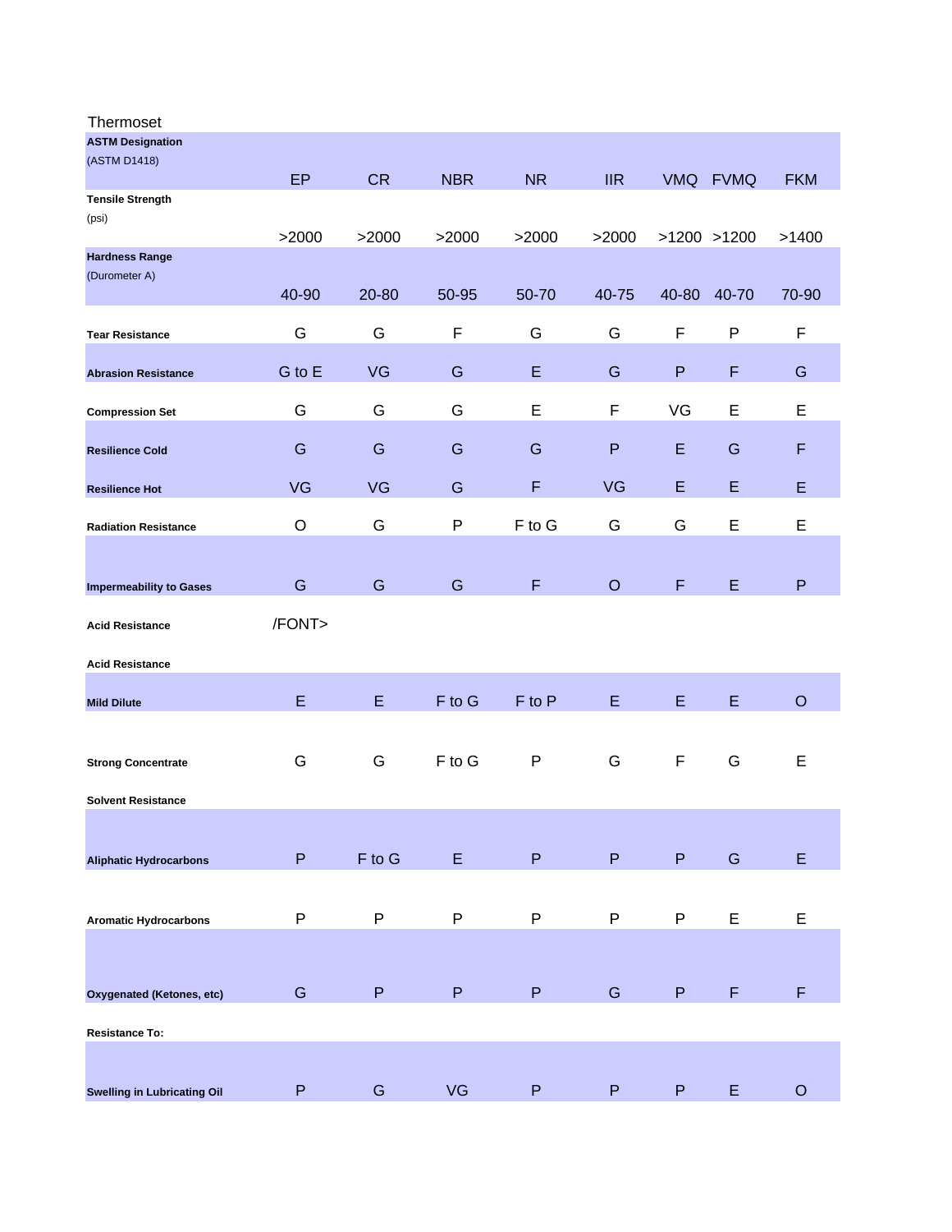Thermoset

| ASTM Designation (ASTM D1418) | EP | CR | NBR | NR | IIR | VMQ | FVMQ | FKM |
|---|---|---|---|---|---|---|---|---|
| Tensile Strength (psi) | >2000 | >2000 | >2000 | >2000 | >2000 | >1200 | >1200 | >1400 |
| Hardness Range (Durometer A) | 40-90 | 20-80 | 50-95 | 50-70 | 40-75 | 40-80 | 40-70 | 70-90 |
| Tear Resistance | G | G | F | G | G | F | P | F |
| Abrasion Resistance | G to E | VG | G | E | G | P | F | G |
| Compression Set | G | G | G | E | F | VG | E | E |
| Resilience Cold | G | G | G | G | P | E | G | F |
| Resilience Hot | VG | VG | G | F | VG | E | E | E |
| Radiation Resistance | O | G | P | F to G | G | G | E | E |
| Impermeability to Gases | G | G | G | F | O | F | E | P |
| Acid Resistance | /FONT> | | | | | | | |
| Acid Resistance | | | | | | | | |
| Mild Dilute | E | E | F to G | F to P | E | E | E | O |
| Strong Concentrate | G | G | F to G | P | G | F | G | E |
| Solvent Resistance | | | | | | | | |
| Aliphatic Hydrocarbons | P | F to G | E | P | P | P | G | E |
| Aromatic Hydrocarbons | P | P | P | P | P | P | E | E |
| Oxygenated (Ketones, etc) | G | P | P | P | G | P | F | F |
| Resistance To: | | | | | | | | |
| Swelling in Lubricating Oil | P | G | VG | P | P | P | E | O |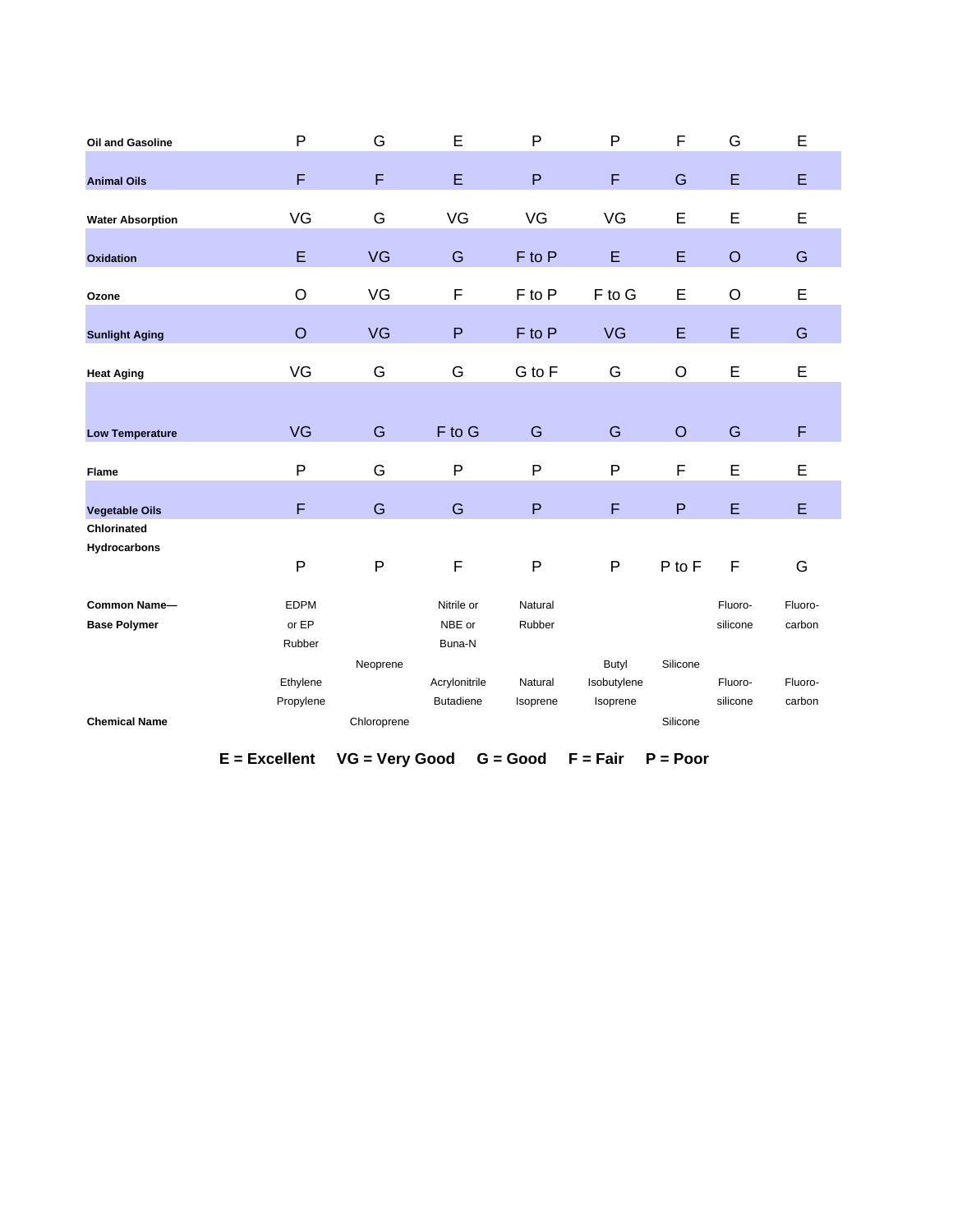| | | | | | | | | |
|---|---|---|---|---|---|---|---|---|
| **Oil and Gasoline** | P | G | E | P | P | F | G | E |
| **Animal Oils** | F | F | E | P | F | G | E | E |
| **Water Absorption** | VG | G | VG | VG | VG | E | E | E |
| **Oxidation** | E | VG | G | F to P | E | E | O | G |
| **Ozone** | O | VG | F | F to P | F to G | E | O | E |
| **Sunlight Aging** | O | VG | P | F to P | VG | E | E | G |
| **Heat Aging** | VG | G | G | G to F | G | O | E | E |
| **Low Temperature** | VG | G | F to G | G | G | O | G | F |
| **Flame** | P | G | P | P | P | F | E | E |
| **Vegetable Oils** | F | G | G | P | F | P | E | E |
| **Chlorinated Hydrocarbons** | P | P | F | P | P | P to F | F | G |
| **Common Name— Base Polymer** | EDPM or EP Rubber | Neoprene | Nitrile or NBE or Buna-N | Natural Rubber | Butyl | Silicone | Fluoro-silicone | Fluoro-carbon |
| **Chemical Name** | Ethylene Propylene | Chloroprene | Acrylonitrile Butadiene | Natural Isoprene | Isobutylene Isoprene | Silicone | Fluoro-silicone | Fluoro-carbon |

**E = Excellent VG = Very Good G = Good F = Fair P = Poor**